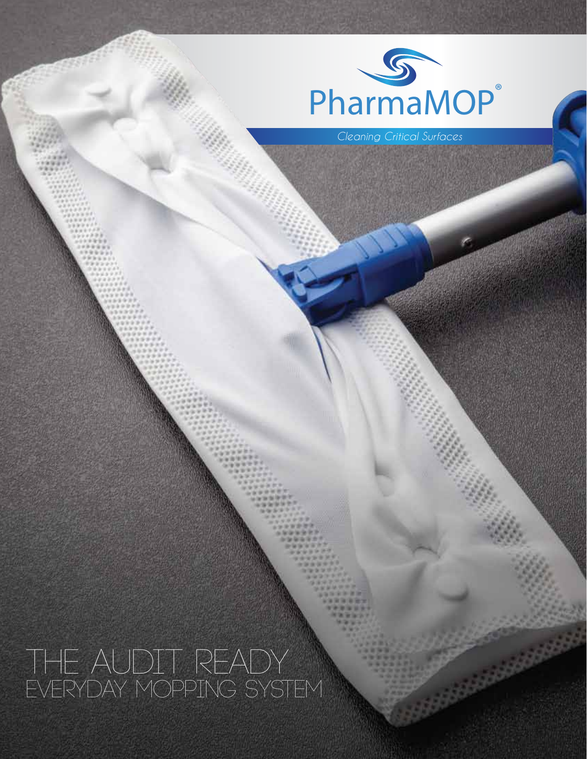PharmaMOP®

*Cleaning Critical Surfaces*

# THE AUDIT READY EVERYDAY MOPPING SYSTEM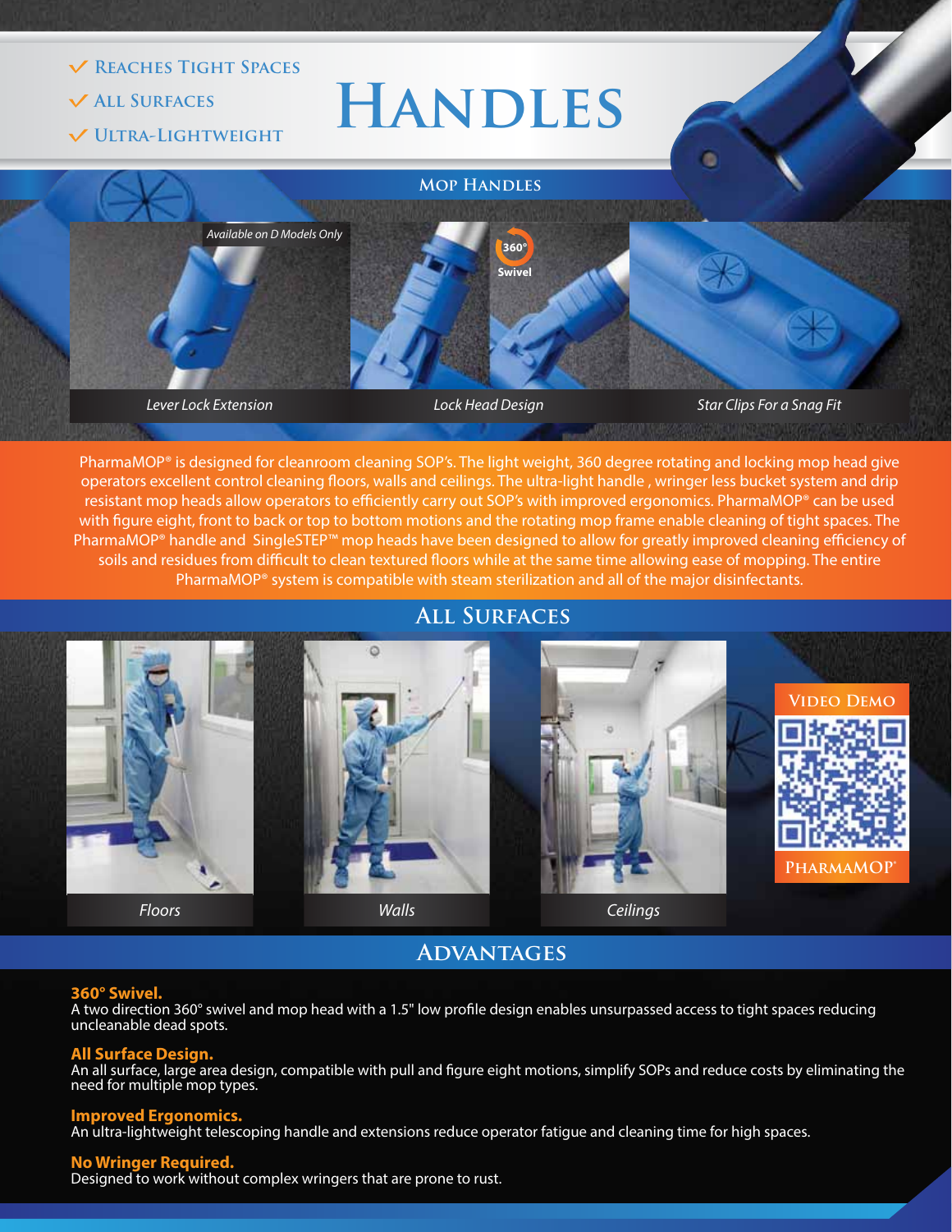- ✓ Reaches Tight Spaces
- ✓ All Surfaces
- ✓ Ultra-Lightweight

# Handles

## Mop Handles

*Available on D Models Only*

360° Swivel

*Lever Lock Extension*

*Lock Head Design*

*Star Clips For a Snag Fit*

PharmaMOP® is designed for cleanroom cleaning SOP's. The light weight, 360 degree rotating and locking mop head give operators excellent control cleaning floors, walls and ceilings. The ultra-light handle , wringer less bucket system and drip resistant mop heads allow operators to efficiently carry out SOP's with improved ergonomics. PharmaMOP® can be used with figure eight, front to back or top to bottom motions and the rotating mop frame enable cleaning of tight spaces. The PharmaMOP® handle and SingleSTEP™ mop heads have been designed to allow for greatly improved cleaning efficiency of soils and residues from difficult to clean textured floors while at the same time allowing ease of mopping. The entire PharmaMOP® system is compatible with steam sterilization and all of the major disinfectants.

## All Surfaces

*Floors*

*Walls*

*Ceilings*

Video Demo

PharmaMOP®

## Advantages

**360° Swivel.**
A two direction 360° swivel and mop head with a 1.5" low profile design enables unsurpassed access to tight spaces reducing uncleanable dead spots.

**All Surface Design.**
An all surface, large area design, compatible with pull and figure eight motions, simplify SOPs and reduce costs by eliminating the need for multiple mop types.

**Improved Ergonomics.**
An ultra-lightweight telescoping handle and extensions reduce operator fatigue and cleaning time for high spaces.

**No Wringer Required.**
Designed to work without complex wringers that are prone to rust.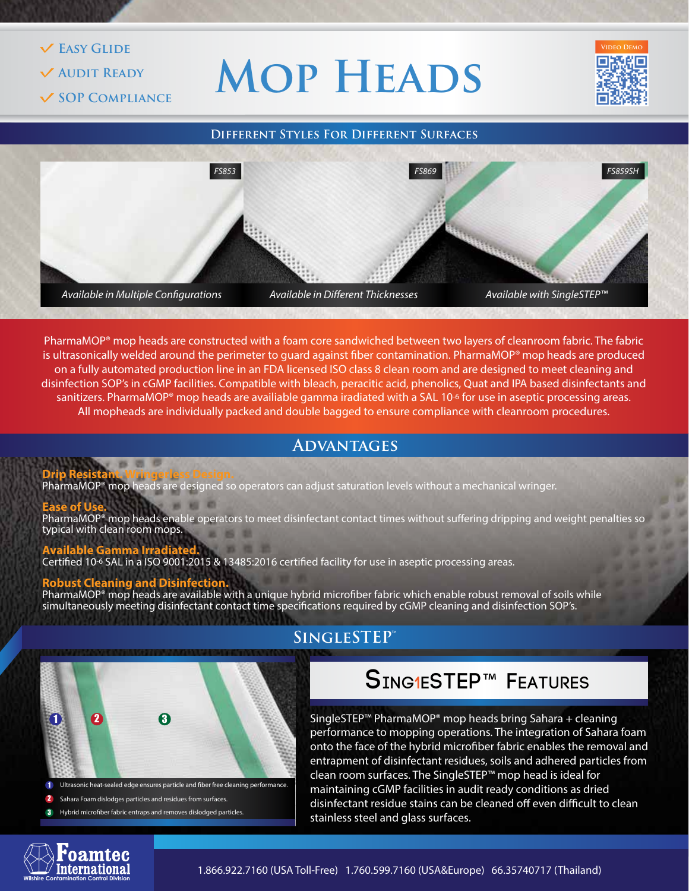- ✓ Easy Glide
- ✓ Audit Ready
- ✓ SOP Compliance

# Mop Heads

Video Demo

## Different Styles For Different Surfaces

| FS853 | FS869 | FS859SH |
|---|---|---|
| *Available in Multiple Configurations* | *Available in Different Thicknesses* | *Available with SingleSTEP™* |

PharmaMOP® mop heads are constructed with a foam core sandwiched between two layers of cleanroom fabric. The fabric is ultrasonically welded around the perimeter to guard against fiber contamination. PharmaMOP® mop heads are produced on a fully automated production line in an FDA licensed ISO class 8 clean room and are designed to meet cleaning and disinfection SOP's in cGMP facilities. Compatible with bleach, peracitic acid, phenolics, Quat and IPA based disinfectants and sanitizers. PharmaMOP® mop heads are availiable gamma irradiated with a SAL $10^{-6}$ for use in aseptic processing areas. All mopheads are individually packed and double bagged to ensure compliance with cleanroom procedures.

## Advantages

**Drip Resistant, Wringerless Design.**
PharmaMOP® mop heads are designed so operators can adjust saturation levels without a mechanical wringer.

**Ease of Use.**
PharmaMOP® mop heads enable operators to meet disinfectant contact times without suffering dripping and weight penalties so typical with clean room mops.

**Available Gamma Irradiated.**
Certified $10^{-6}$ SAL in a ISO 9001:2015 & 13485:2016 certified facility for use in aseptic processing areas.

**Robust Cleaning and Disinfection.**
PharmaMOP® mop heads are available with a unique hybrid microfiber fabric which enable robust removal of soils while simultaneously meeting disinfectant contact time specifications required by cGMP cleaning and disinfection SOP's.

## SingleSTEP™

1. Ultrasonic heat-sealed edge ensures particle and fiber free cleaning performance.
2. Sahara Foam dislodges particles and residues from surfaces.
3. Hybrid microfiber fabric entraps and removes dislodged particles.

### SingleSTEP™ Features

SingleSTEP™ PharmaMOP® mop heads bring Sahara + cleaning performance to mopping operations. The integration of Sahara foam onto the face of the hybrid microfiber fabric enables the removal and entrapment of disinfectant residues, soils and adhered particles from clean room surfaces. The SingleSTEP™ mop head is ideal for maintaining cGMP facilities in audit ready conditions as dried disinfectant residue stains can be cleaned off even difficult to clean stainless steel and glass surfaces.

Foamtec International
Wilshire Contamination Control Division

1.866.922.7160 (USA Toll-Free) 1.760.599.7160 (USA&Europe) 66.35740717 (Thailand)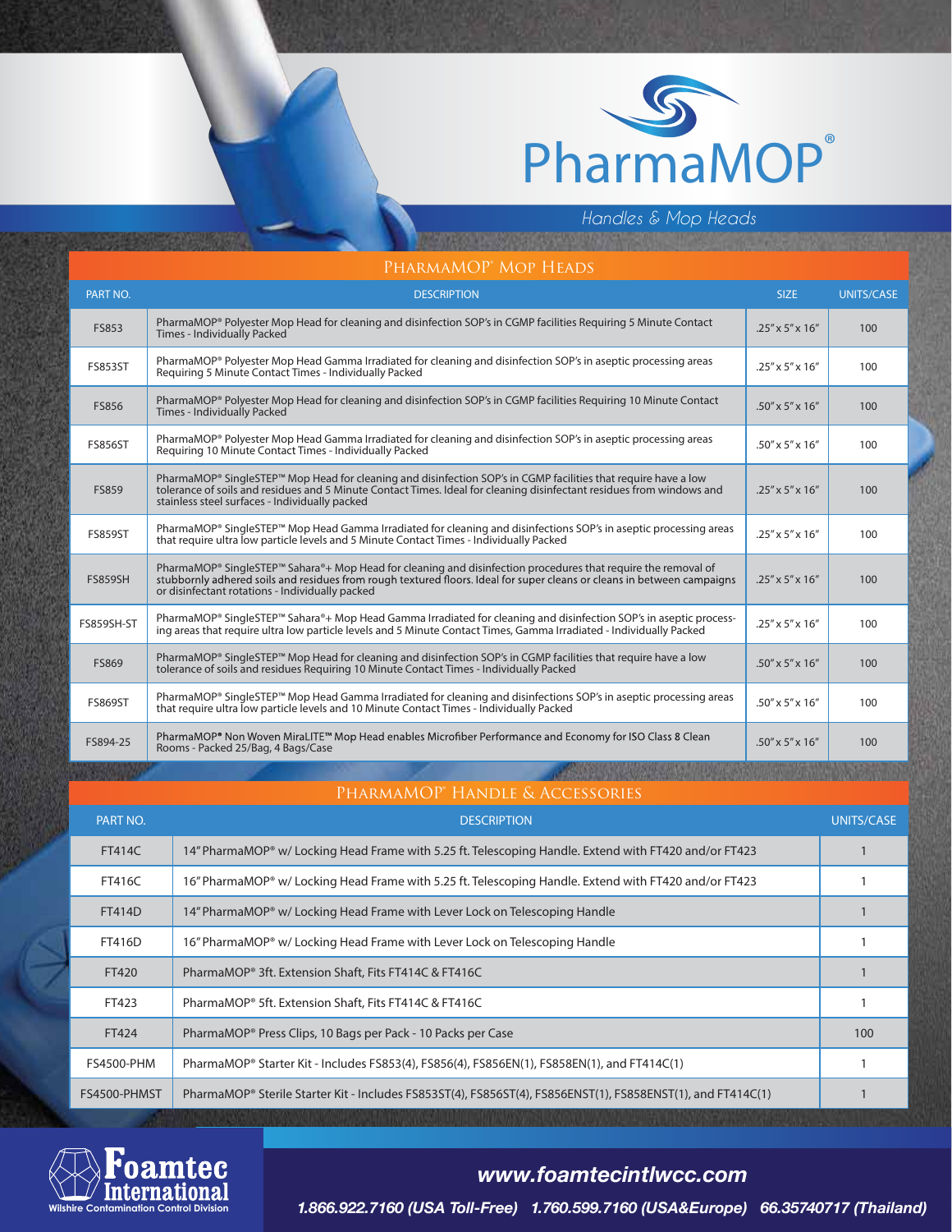# PharmaMOP®

*Handles & Mop Heads*

## PharmaMOP® Mop Heads

| PART NO. | DESCRIPTION | SIZE | UNITS/CASE |
|---|---|---|---|
| FS853 | PharmaMOP® Polyester Mop Head for cleaning and disinfection SOP's in CGMP facilities Requiring 5 Minute Contact Times - Individually Packed | .25" x 5" x 16" | 100 |
| FS853ST | PharmaMOP® Polyester Mop Head Gamma Irradiated for cleaning and disinfection SOP's in aseptic processing areas Requiring 5 Minute Contact Times - Individually Packed | .25" x 5" x 16" | 100 |
| FS856 | PharmaMOP® Polyester Mop Head for cleaning and disinfection SOP's in CGMP facilities Requiring 10 Minute Contact Times - Individually Packed | .50" x 5" x 16" | 100 |
| FS856ST | PharmaMOP® Polyester Mop Head Gamma Irradiated for cleaning and disinfection SOP's in aseptic processing areas Requiring 10 Minute Contact Times - Individually Packed | .50" x 5" x 16" | 100 |
| FS859 | PharmaMOP® SingleSTEP™ Mop Head for cleaning and disinfection SOP's in CGMP facilities that require have a low tolerance of soils and residues and 5 Minute Contact Times. Ideal for cleaning disinfectant residues from windows and stainless steel surfaces - Individually packed | .25" x 5" x 16" | 100 |
| FS859ST | PharmaMOP® SingleSTEP™ Mop Head Gamma Irradiated for cleaning and disinfections SOP's in aseptic processing areas that require ultra low particle levels and 5 Minute Contact Times - Individually Packed | .25" x 5" x 16" | 100 |
| FS859SH | PharmaMOP® SingleSTEP™ Sahara®+ Mop Head for cleaning and disinfection procedures that require the removal of stubbornly adhered soils and residues from rough textured floors. Ideal for super cleans or cleans in between campaigns or disinfectant rotations - Individually packed | .25" x 5" x 16" | 100 |
| FS859SH-ST | PharmaMOP® SingleSTEP™ Sahara®+ Mop Head Gamma Irradiated for cleaning and disinfection SOP's in aseptic processing areas that require ultra low particle levels and 5 Minute Contact Times, Gamma Irradiated - Individually Packed | .25" x 5" x 16" | 100 |
| FS869 | PharmaMOP® SingleSTEP™ Mop Head for cleaning and disinfection SOP's in CGMP facilities that require have a low tolerance of soils and residues Requiring 10 Minute Contact Times - Individually Packed | .50" x 5" x 16" | 100 |
| FS869ST | PharmaMOP® SingleSTEP™ Mop Head Gamma Irradiated for cleaning and disinfections SOP's in aseptic processing areas that require ultra low particle levels and 10 Minute Contact Times - Individually Packed | .50" x 5" x 16" | 100 |
| FS894-25 | PharmaMOP® Non Woven MiraLITE™ Mop Head enables Microfiber Performance and Economy for ISO Class 8 Clean Rooms - Packed 25/Bag, 4 Bags/Case | .50" x 5" x 16" | 100 |

## PharmaMOP® Handle & Accessories

| PART NO. | DESCRIPTION | UNITS/CASE |
|---|---|---|
| FT414C | 14" PharmaMOP® w/ Locking Head Frame with 5.25 ft. Telescoping Handle. Extend with FT420 and/or FT423 | 1 |
| FT416C | 16" PharmaMOP® w/ Locking Head Frame with 5.25 ft. Telescoping Handle. Extend with FT420 and/or FT423 | 1 |
| FT414D | 14" PharmaMOP® w/ Locking Head Frame with Lever Lock on Telescoping Handle | 1 |
| FT416D | 16" PharmaMOP® w/ Locking Head Frame with Lever Lock on Telescoping Handle | 1 |
| FT420 | PharmaMOP® 3ft. Extension Shaft, Fits FT414C & FT416C | 1 |
| FT423 | PharmaMOP® 5ft. Extension Shaft, Fits FT414C & FT416C | 1 |
| FT424 | PharmaMOP® Press Clips, 10 Bags per Pack - 10 Packs per Case | 100 |
| FS4500-PHM | PharmaMOP® Starter Kit - Includes FS853(4), FS856(4), FS856EN(1), FS858EN(1), and FT414C(1) | 1 |
| FS4500-PHMST | PharmaMOP® Sterile Starter Kit - Includes FS853ST(4), FS856ST(4), FS856ENST(1), FS858ENST(1), and FT414C(1) | 1 |

**Foamtec International**
Wilshire Contamination Control Division

***www.foamtecintlwcc.com***

*1.866.922.7160 (USA Toll-Free) 1.760.599.7160 (USA&Europe) 66.35740717 (Thailand)*